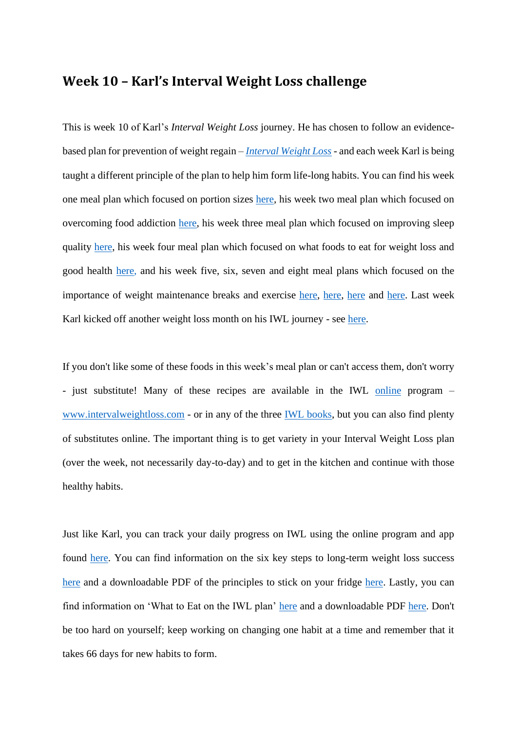# Week 10 – Karl's Interval Weight Loss challenge

This is week 10 of Karl's *Interval Weight Loss* journey. He has chosen to follow an evidence-based plan for prevention of weight regain – *Interval Weight Loss* - and each week Karl is being taught a different principle of the plan to help him form life-long habits. You can find his week one meal plan which focused on portion sizes here, his week two meal plan which focused on overcoming food addiction here, his week three meal plan which focused on improving sleep quality here, his week four meal plan which focused on what foods to eat for weight loss and good health here, and his week five, six, seven and eight meal plans which focused on the importance of weight maintenance breaks and exercise here, here, here and here. Last week Karl kicked off another weight loss month on his IWL journey - see here.

If you don't like some of these foods in this week's meal plan or can't access them, don't worry - just substitute! Many of these recipes are available in the IWL online program – www.intervalweightloss.com - or in any of the three IWL books, but you can also find plenty of substitutes online. The important thing is to get variety in your Interval Weight Loss plan (over the week, not necessarily day-to-day) and to get in the kitchen and continue with those healthy habits.

Just like Karl, you can track your daily progress on IWL using the online program and app found here. You can find information on the six key steps to long-term weight loss success here and a downloadable PDF of the principles to stick on your fridge here. Lastly, you can find information on 'What to Eat on the IWL plan' here and a downloadable PDF here. Don't be too hard on yourself; keep working on changing one habit at a time and remember that it takes 66 days for new habits to form.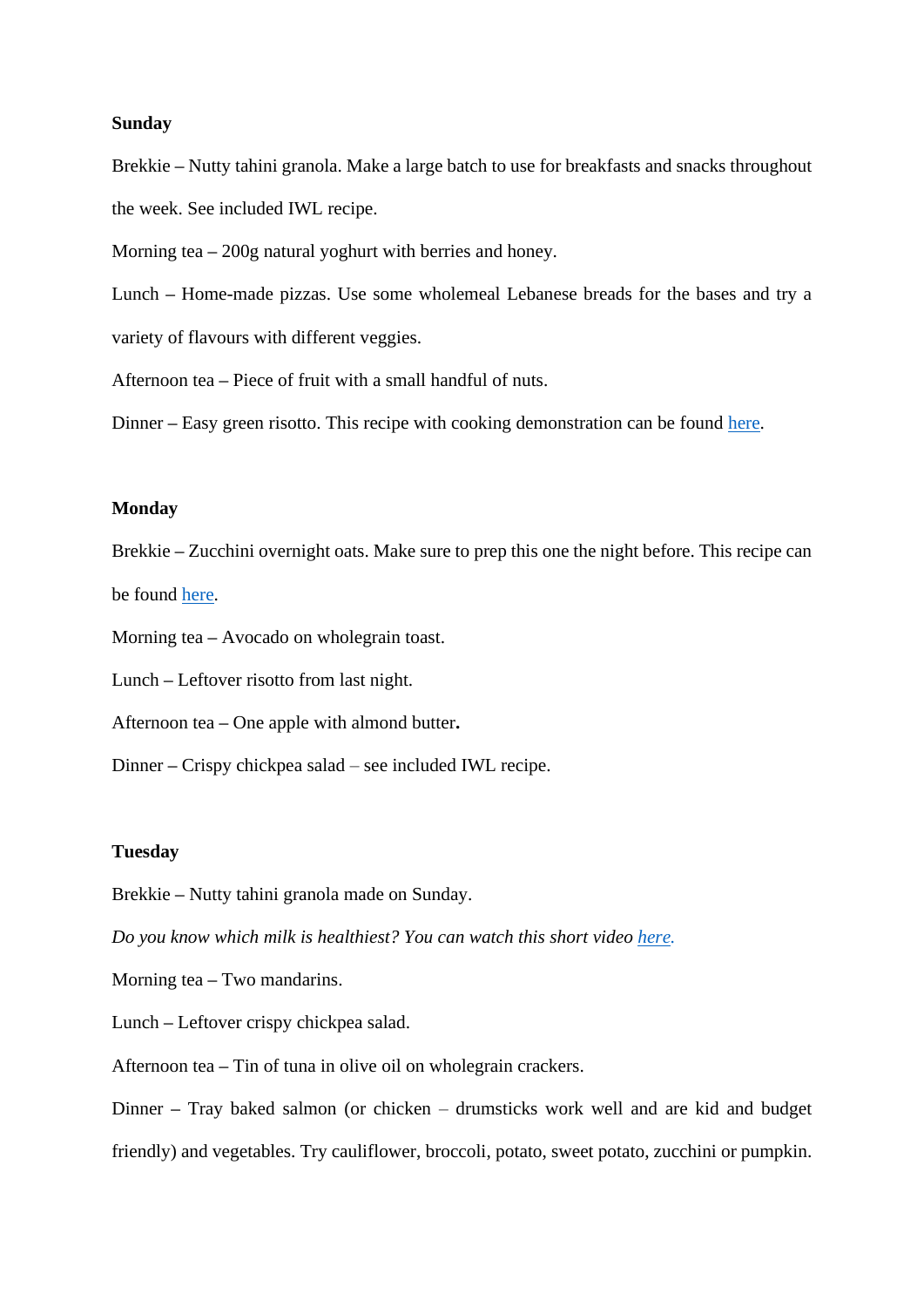**Sunday**

Brekkie – Nutty tahini granola. Make a large batch to use for breakfasts and snacks throughout the week. See included IWL recipe.

Morning tea – 200g natural yoghurt with berries and honey.

Lunch – Home-made pizzas. Use some wholemeal Lebanese breads for the bases and try a variety of flavours with different veggies.

Afternoon tea – Piece of fruit with a small handful of nuts.

Dinner – Easy green risotto. This recipe with cooking demonstration can be found here.

**Monday**

Brekkie – Zucchini overnight oats. Make sure to prep this one the night before. This recipe can be found here.

Morning tea – Avocado on wholegrain toast.

Lunch – Leftover risotto from last night.

Afternoon tea – One apple with almond butter**.**

Dinner – Crispy chickpea salad – see included IWL recipe.

**Tuesday**

Brekkie – Nutty tahini granola made on Sunday.

*Do you know which milk is healthiest? You can watch this short video here.*

Morning tea – Two mandarins.

Lunch – Leftover crispy chickpea salad.

Afternoon tea – Tin of tuna in olive oil on wholegrain crackers.

Dinner – Tray baked salmon (or chicken – drumsticks work well and are kid and budget friendly) and vegetables. Try cauliflower, broccoli, potato, sweet potato, zucchini or pumpkin.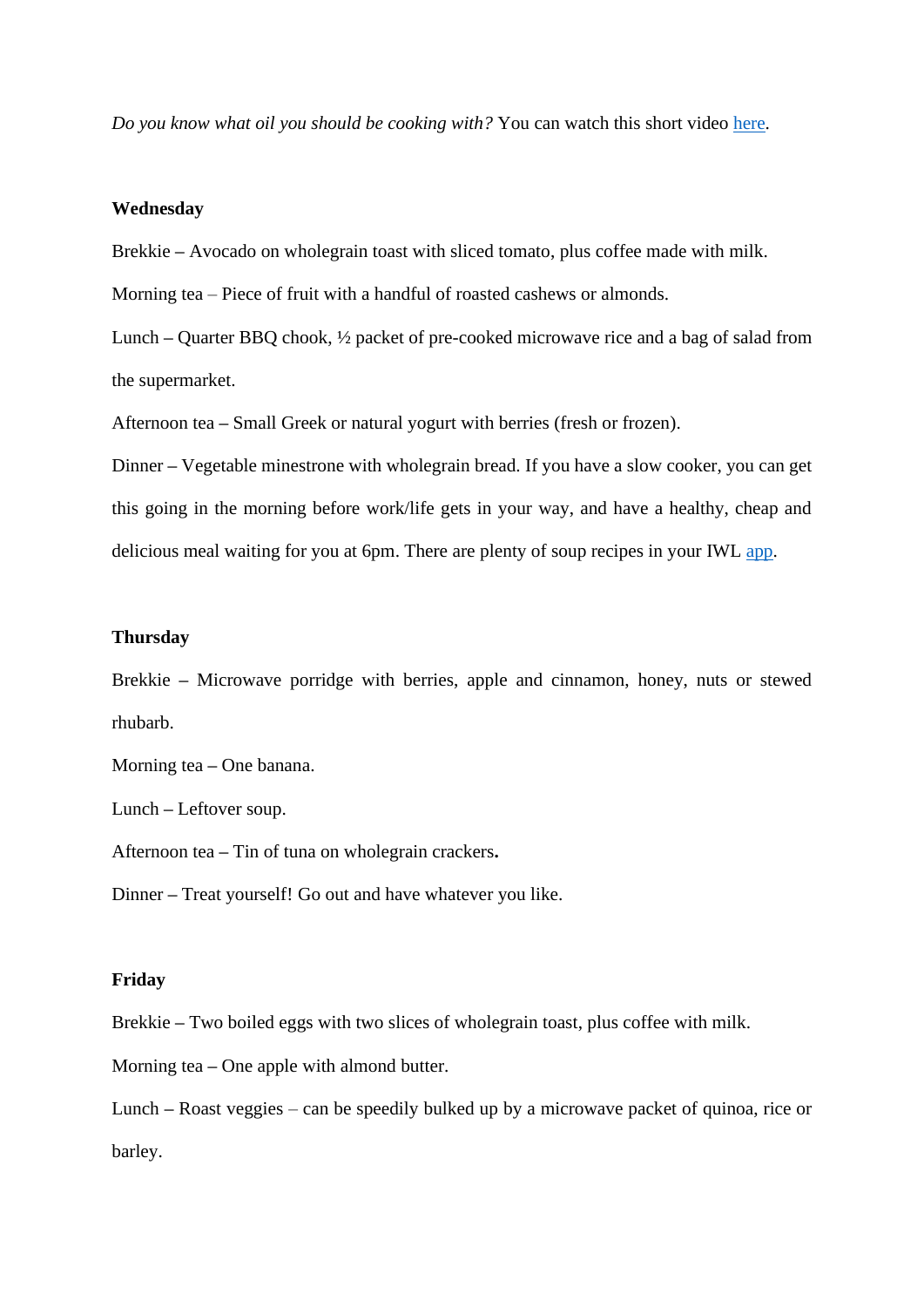*Do you know what oil you should be cooking with?* You can watch this short video here.

**Wednesday**

**Brekkie –** Avocado on wholegrain toast with sliced tomato, plus coffee made with milk.

Morning tea – Piece of fruit with a handful of roasted cashews or almonds.

Lunch **–** Quarter BBQ chook, ½ packet of pre-cooked microwave rice and a bag of salad from the supermarket.

Afternoon tea **–** Small Greek or natural yogurt with berries (fresh or frozen).

Dinner **–** Vegetable minestrone with wholegrain bread. If you have a slow cooker, you can get this going in the morning before work/life gets in your way, and have a healthy, cheap and delicious meal waiting for you at 6pm. There are plenty of soup recipes in your IWL app.

**Thursday**

Brekkie **–** Microwave porridge with berries, apple and cinnamon, honey, nuts or stewed rhubarb.

Morning tea **–** One banana.

Lunch **–** Leftover soup.

Afternoon tea **–** Tin of tuna on wholegrain crackers**.**

Dinner **–** Treat yourself! Go out and have whatever you like.

**Friday**

Brekkie **–** Two boiled eggs with two slices of wholegrain toast, plus coffee with milk.

Morning tea **–** One apple with almond butter.

Lunch **–** Roast veggies – can be speedily bulked up by a microwave packet of quinoa, rice or barley.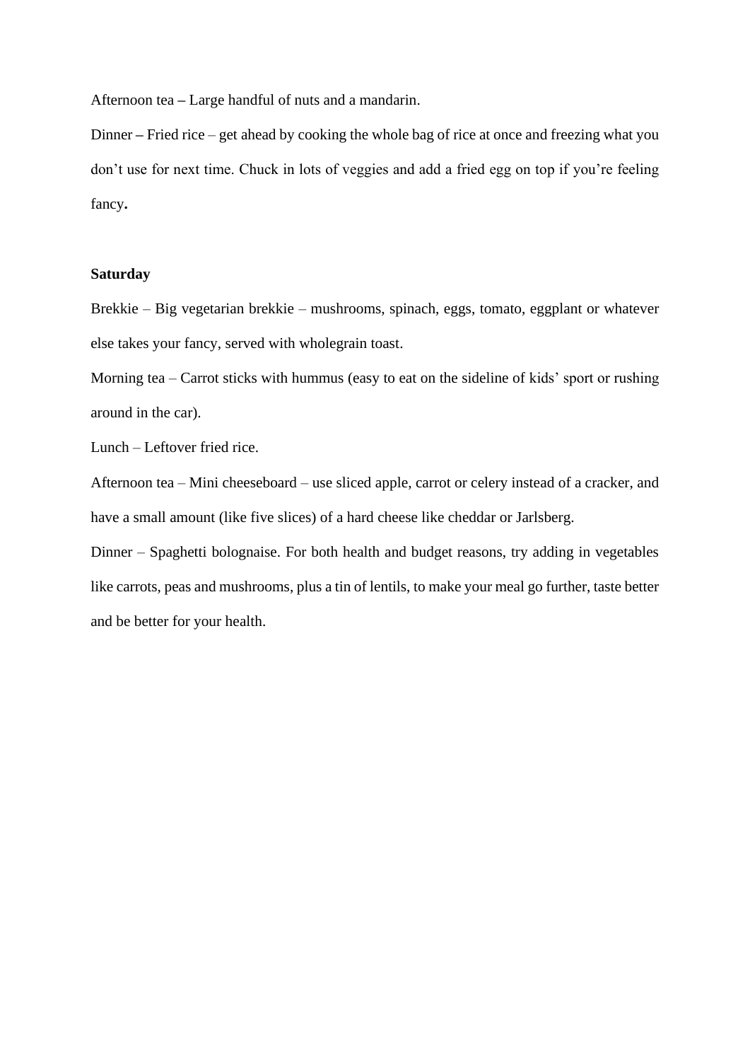Afternoon tea – Large handful of nuts and a mandarin.

Dinner – Fried rice – get ahead by cooking the whole bag of rice at once and freezing what you don't use for next time. Chuck in lots of veggies and add a fried egg on top if you're feeling fancy.

**Saturday**

Brekkie – Big vegetarian brekkie – mushrooms, spinach, eggs, tomato, eggplant or whatever else takes your fancy, served with wholegrain toast.

Morning tea – Carrot sticks with hummus (easy to eat on the sideline of kids' sport or rushing around in the car).

Lunch – Leftover fried rice.

Afternoon tea – Mini cheeseboard – use sliced apple, carrot or celery instead of a cracker, and have a small amount (like five slices) of a hard cheese like cheddar or Jarlsberg.

Dinner – Spaghetti bolognaise. For both health and budget reasons, try adding in vegetables like carrots, peas and mushrooms, plus a tin of lentils, to make your meal go further, taste better and be better for your health.